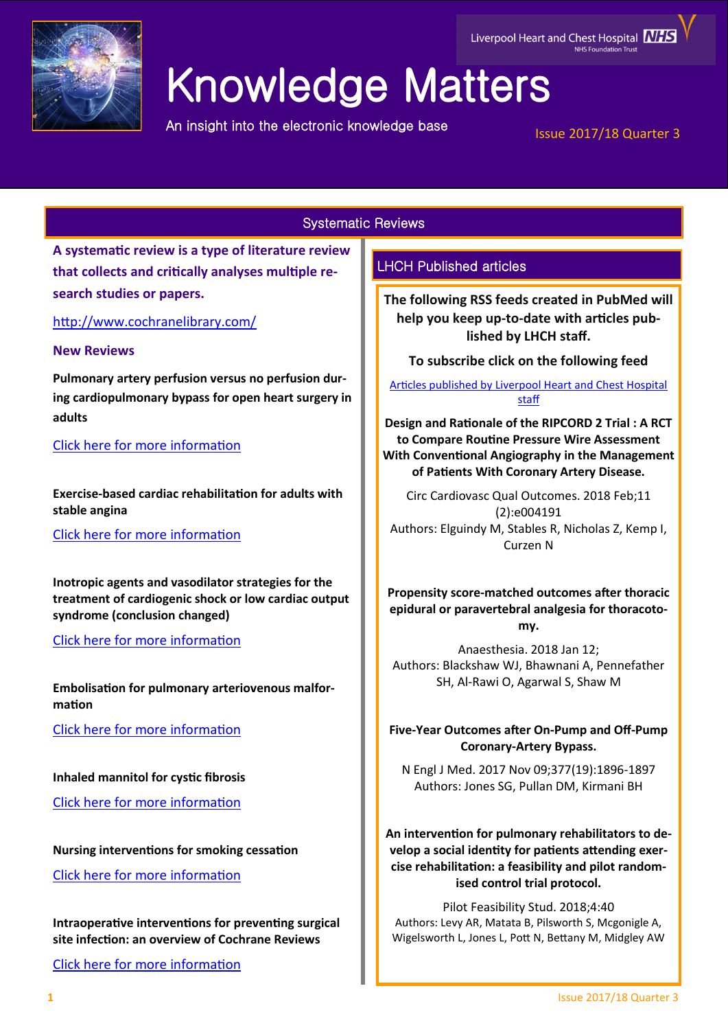Liverpool Heart and Chest Hospital NHS Foundation Trust

# Knowledge Matters

An insight into the electronic knowledge base

Issue 2017/18 Quarter 3

## Systematic Reviews

**A systematic review is a type of literature review that collects and critically analyses multiple research studies or papers.**

http://www.cochranelibrary.com/

### New Reviews

**Pulmonary artery perfusion versus no perfusion during cardiopulmonary bypass for open heart surgery in adults**

Click here for more information

**Exercise-based cardiac rehabilitation for adults with stable angina**

Click here for more information

**Inotropic agents and vasodilator strategies for the treatment of cardiogenic shock or low cardiac output syndrome (conclusion changed)**

Click here for more information

**Embolisation for pulmonary arteriovenous malformation**

Click here for more information

**Inhaled mannitol for cystic fibrosis**

Click here for more information

**Nursing interventions for smoking cessation**

Click here for more information

**Intraoperative interventions for preventing surgical site infection: an overview of Cochrane Reviews**

Click here for more information

## LHCH Published articles

**The following RSS feeds created in PubMed will help you keep up-to-date with articles published by LHCH staff.**

**To subscribe click on the following feed**

Articles published by Liverpool Heart and Chest Hospital staff

**Design and Rationale of the RIPCORD 2 Trial : A RCT to Compare Routine Pressure Wire Assessment With Conventional Angiography in the Management of Patients With Coronary Artery Disease.**

Circ Cardiovasc Qual Outcomes. 2018 Feb;11(2):e004191
Authors: Elguindy M, Stables R, Nicholas Z, Kemp I, Curzen N

**Propensity score-matched outcomes after thoracic epidural or paravertebral analgesia for thoracotomy.**

Anaesthesia. 2018 Jan 12;
Authors: Blackshaw WJ, Bhawnani A, Pennefather SH, Al-Rawi O, Agarwal S, Shaw M

**Five-Year Outcomes after On-Pump and Off-Pump Coronary-Artery Bypass.**

N Engl J Med. 2017 Nov 09;377(19):1896-1897
Authors: Jones SG, Pullan DM, Kirmani BH

**An intervention for pulmonary rehabilitators to develop a social identity for patients attending exercise rehabilitation: a feasibility and pilot randomised control trial protocol.**

Pilot Feasibility Stud. 2018;4:40
Authors: Levy AR, Matata B, Pilsworth S, Mcgonigle A, Wigelsworth L, Jones L, Pott N, Bettany M, Midgley AW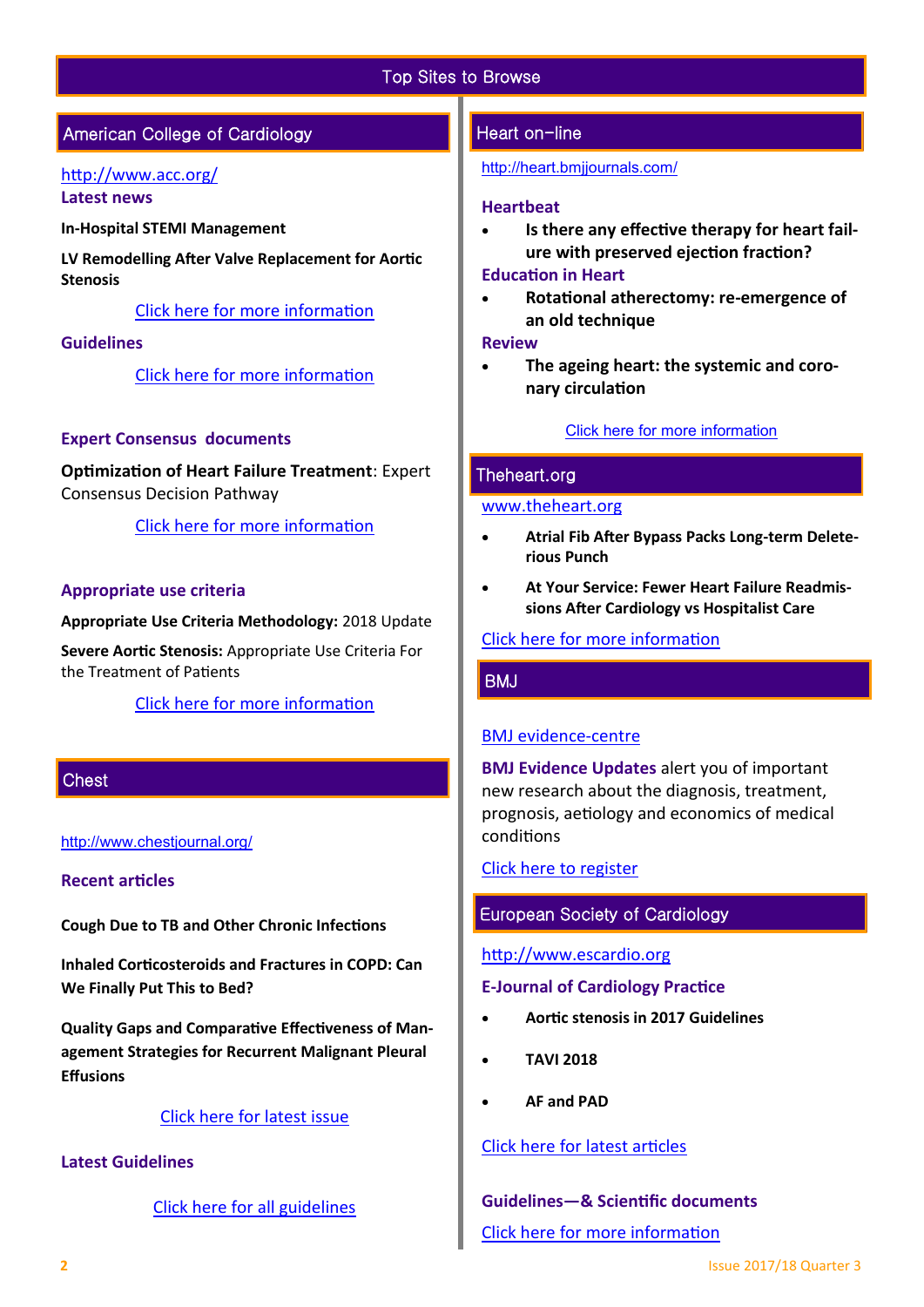# Top Sites to Browse

## American College of Cardiology

http://www.acc.org/

**Latest news**

**In-Hospital STEMI Management**

**LV Remodelling After Valve Replacement for Aortic Stenosis**

Click here for more information

**Guidelines**

Click here for more information

**Expert Consensus documents**

**Optimization of Heart Failure Treatment**: Expert Consensus Decision Pathway

Click here for more information

**Appropriate use criteria**

**Appropriate Use Criteria Methodology:** 2018 Update

**Severe Aortic Stenosis:** Appropriate Use Criteria For the Treatment of Patients

Click here for more information

## Chest

http://www.chestjournal.org/

**Recent articles**

**Cough Due to TB and Other Chronic Infections**

**Inhaled Corticosteroids and Fractures in COPD: Can We Finally Put This to Bed?**

**Quality Gaps and Comparative Effectiveness of Management Strategies for Recurrent Malignant Pleural Effusions**

Click here for latest issue

**Latest Guidelines**

Click here for all guidelines

## Heart on-line

http://heart.bmjjournals.com/

**Heartbeat**

- **Is there any effective therapy for heart failure with preserved ejection fraction?**

**Education in Heart**

- **Rotational atherectomy: re-emergence of an old technique**

**Review**

- **The ageing heart: the systemic and coronary circulation**

Click here for more information

## Theheart.org

www.theheart.org

- **Atrial Fib After Bypass Packs Long-term Deleterious Punch**
- **At Your Service: Fewer Heart Failure Readmissions After Cardiology vs Hospitalist Care**

Click here for more information

## BMJ

BMJ evidence-centre

**BMJ Evidence Updates** alert you of important new research about the diagnosis, treatment, prognosis, aetiology and economics of medical conditions

Click here to register

## European Society of Cardiology

http://www.escardio.org

**E-Journal of Cardiology Practice**

- **Aortic stenosis in 2017 Guidelines**
- **TAVI 2018**
- **AF and PAD**

Click here for latest articles

**Guidelines—& Scientific documents**

Click here for more information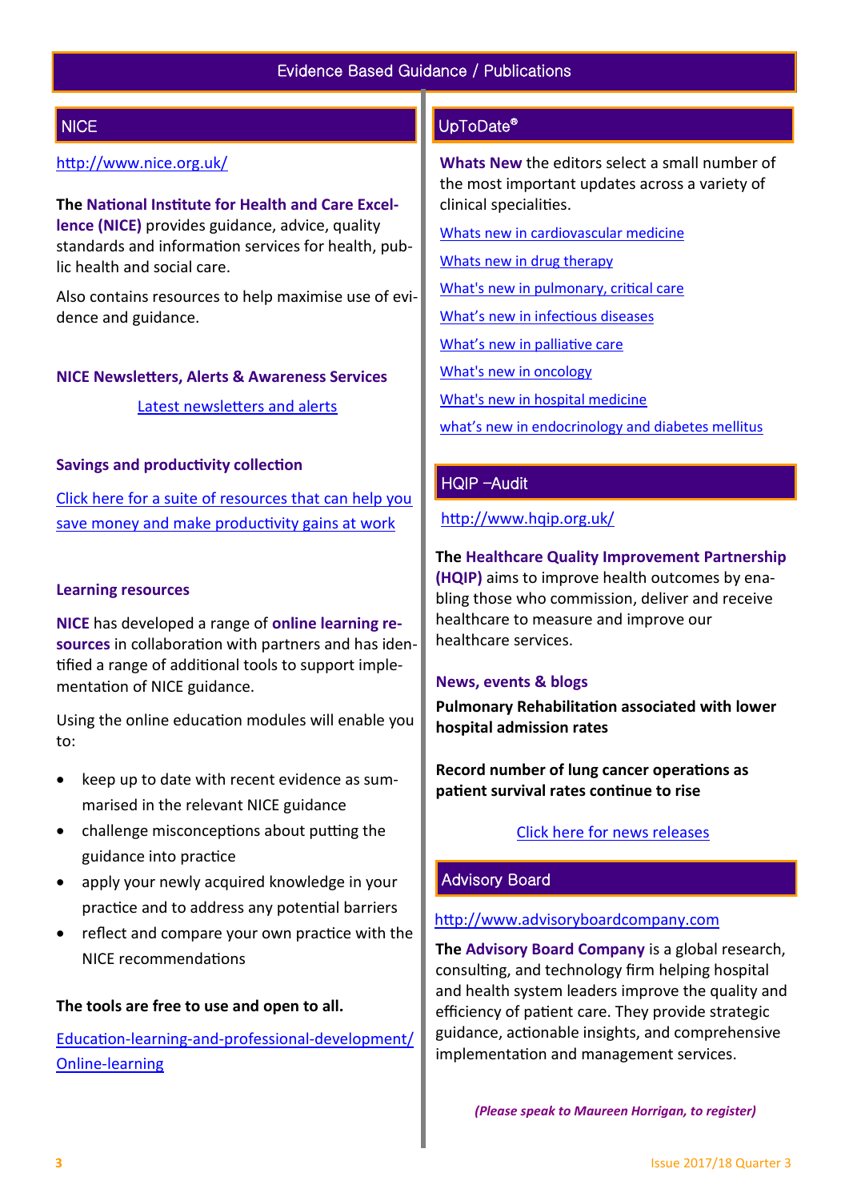# Evidence Based Guidance / Publications

## NICE

http://www.nice.org.uk/

**The National Institute for Health and Care Excellence (NICE)** provides guidance, advice, quality standards and information services for health, public health and social care.

Also contains resources to help maximise use of evidence and guidance.

### NICE Newsletters, Alerts & Awareness Services

Latest newsletters and alerts

### Savings and productivity collection

Click here for a suite of resources that can help you save money and make productivity gains at work

### Learning resources

**NICE** has developed a range of **online learning resources** in collaboration with partners and has identified a range of additional tools to support implementation of NICE guidance.

Using the online education modules will enable you to:

- keep up to date with recent evidence as summarised in the relevant NICE guidance
- challenge misconceptions about putting the guidance into practice
- apply your newly acquired knowledge in your practice and to address any potential barriers
- reflect and compare your own practice with the NICE recommendations

**The tools are free to use and open to all.**

Education-learning-and-professional-development/Online-learning

## UpToDate®

**Whats New** the editors select a small number of the most important updates across a variety of clinical specialities.

Whats new in cardiovascular medicine

Whats new in drug therapy

What's new in pulmonary, critical care

What's new in infectious diseases

What's new in palliative care

What's new in oncology

What's new in hospital medicine

what's new in endocrinology and diabetes mellitus

## HQIP –Audit

http://www.hqip.org.uk/

**The Healthcare Quality Improvement Partnership (HQIP)** aims to improve health outcomes by enabling those who commission, deliver and receive healthcare to measure and improve our healthcare services.

### News, events & blogs

**Pulmonary Rehabilitation associated with lower hospital admission rates**

**Record number of lung cancer operations as patient survival rates continue to rise**

Click here for news releases

## Advisory Board

http://www.advisoryboardcompany.com

**The Advisory Board Company** is a global research, consulting, and technology firm helping hospital and health system leaders improve the quality and efficiency of patient care. They provide strategic guidance, actionable insights, and comprehensive implementation and management services.

***(Please speak to Maureen Horrigan, to register)***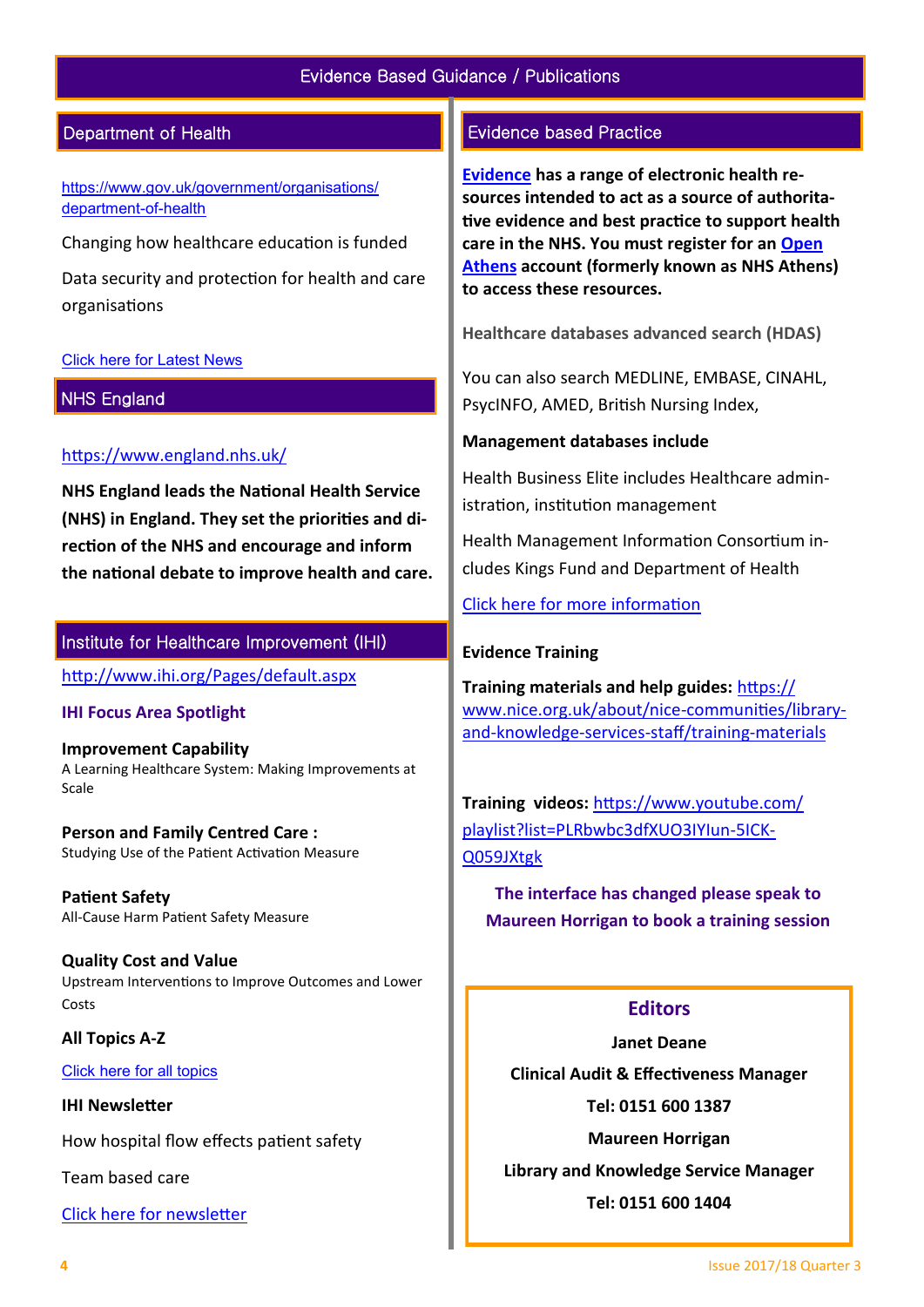# Evidence Based Guidance / Publications

## Department of Health

https://www.gov.uk/government/organisations/department-of-health

Changing how healthcare education is funded

Data security and protection for health and care organisations

Click here for Latest News

## NHS England

https://www.england.nhs.uk/

**NHS England leads the National Health Service (NHS) in England. They set the priorities and direction of the NHS and encourage and inform the national debate to improve health and care.**

## Institute for Healthcare Improvement (IHI)

http://www.ihi.org/Pages/default.aspx

### IHI Focus Area Spotlight

**Improvement Capability**

A Learning Healthcare System: Making Improvements at Scale

**Person and Family Centred Care :**

Studying Use of the Patient Activation Measure

**Patient Safety**

All-Cause Harm Patient Safety Measure

**Quality Cost and Value**

Upstream Interventions to Improve Outcomes and Lower Costs

**All Topics A-Z**

Click here for all topics

**IHI Newsletter**

How hospital flow effects patient safety

Team based care

Click here for newsletter

## Evidence based Practice

**Evidence has a range of electronic health resources intended to act as a source of authoritative evidence and best practice to support health care in the NHS. You must register for an Open Athens account (formerly known as NHS Athens) to access these resources.**

**Healthcare databases advanced search (HDAS)**

You can also search MEDLINE, EMBASE, CINAHL, PsycINFO, AMED, British Nursing Index,

**Management databases include**

Health Business Elite includes Healthcare administration, institution management

Health Management Information Consortium includes Kings Fund and Department of Health

Click here for more information

**Evidence Training**

**Training materials and help guides:** https://www.nice.org.uk/about/nice-communities/library-and-knowledge-services-staff/training-materials

**Training videos:** https://www.youtube.com/playlist?list=PLRbwbc3dfXUO3IYIun-5ICK-Q059JXtgk

**The interface has changed please speak to Maureen Horrigan to book a training session**

## Editors

**Janet Deane**

**Clinical Audit & Effectiveness Manager**

**Tel: 0151 600 1387**

**Maureen Horrigan**

**Library and Knowledge Service Manager**

**Tel: 0151 600 1404**